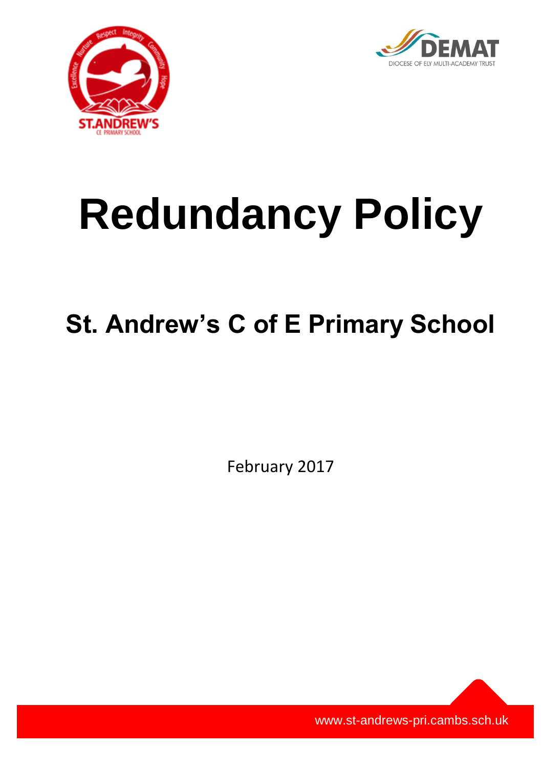# Redundancy Policy

## St. Andrew's C of E Primary School

February 2017

www.st-andrews-pri.cambs.sch.uk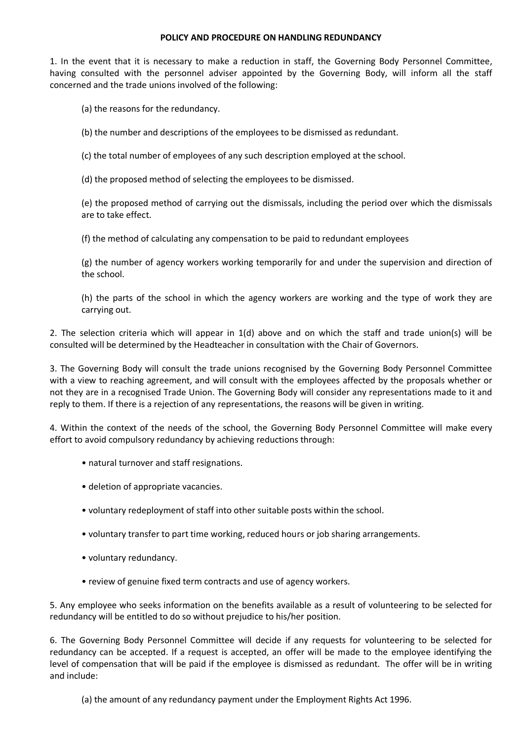**POLICY AND PROCEDURE ON HANDLING REDUNDANCY**

1. In the event that it is necessary to make a reduction in staff, the Governing Body Personnel Committee, having consulted with the personnel adviser appointed by the Governing Body, will inform all the staff concerned and the trade unions involved of the following:

(a) the reasons for the redundancy.

(b) the number and descriptions of the employees to be dismissed as redundant.

(c) the total number of employees of any such description employed at the school.

(d) the proposed method of selecting the employees to be dismissed.

(e) the proposed method of carrying out the dismissals, including the period over which the dismissals are to take effect.

(f) the method of calculating any compensation to be paid to redundant employees

(g) the number of agency workers working temporarily for and under the supervision and direction of the school.

(h) the parts of the school in which the agency workers are working and the type of work they are carrying out.

2. The selection criteria which will appear in 1(d) above and on which the staff and trade union(s) will be consulted will be determined by the Headteacher in consultation with the Chair of Governors.

3. The Governing Body will consult the trade unions recognised by the Governing Body Personnel Committee with a view to reaching agreement, and will consult with the employees affected by the proposals whether or not they are in a recognised Trade Union. The Governing Body will consider any representations made to it and reply to them. If there is a rejection of any representations, the reasons will be given in writing.

4. Within the context of the needs of the school, the Governing Body Personnel Committee will make every effort to avoid compulsory redundancy by achieving reductions through:

- natural turnover and staff resignations.
- deletion of appropriate vacancies.
- voluntary redeployment of staff into other suitable posts within the school.
- voluntary transfer to part time working, reduced hours or job sharing arrangements.
- voluntary redundancy.
- review of genuine fixed term contracts and use of agency workers.

5. Any employee who seeks information on the benefits available as a result of volunteering to be selected for redundancy will be entitled to do so without prejudice to his/her position.

6. The Governing Body Personnel Committee will decide if any requests for volunteering to be selected for redundancy can be accepted. If a request is accepted, an offer will be made to the employee identifying the level of compensation that will be paid if the employee is dismissed as redundant. The offer will be in writing and include:

(a) the amount of any redundancy payment under the Employment Rights Act 1996.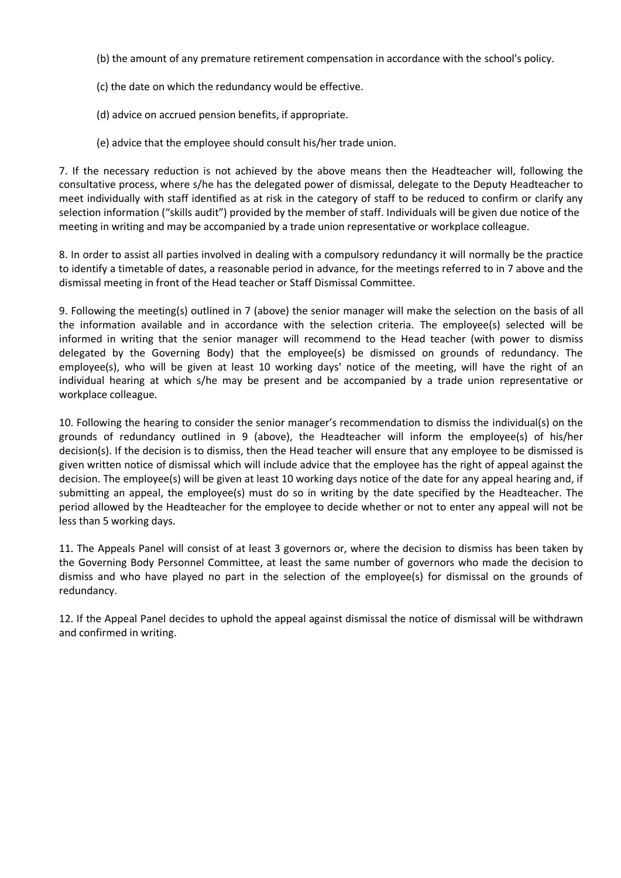(b) the amount of any premature retirement compensation in accordance with the school's policy.

(c) the date on which the redundancy would be effective.

(d) advice on accrued pension benefits, if appropriate.

(e) advice that the employee should consult his/her trade union.

7. If the necessary reduction is not achieved by the above means then the Headteacher will, following the consultative process, where s/he has the delegated power of dismissal, delegate to the Deputy Headteacher to meet individually with staff identified as at risk in the category of staff to be reduced to confirm or clarify any selection information ("skills audit") provided by the member of staff. Individuals will be given due notice of the meeting in writing and may be accompanied by a trade union representative or workplace colleague.

8. In order to assist all parties involved in dealing with a compulsory redundancy it will normally be the practice to identify a timetable of dates, a reasonable period in advance, for the meetings referred to in 7 above and the dismissal meeting in front of the Head teacher or Staff Dismissal Committee.

9. Following the meeting(s) outlined in 7 (above) the senior manager will make the selection on the basis of all the information available and in accordance with the selection criteria. The employee(s) selected will be informed in writing that the senior manager will recommend to the Head teacher (with power to dismiss delegated by the Governing Body) that the employee(s) be dismissed on grounds of redundancy. The employee(s), who will be given at least 10 working days' notice of the meeting, will have the right of an individual hearing at which s/he may be present and be accompanied by a trade union representative or workplace colleague.

10. Following the hearing to consider the senior manager's recommendation to dismiss the individual(s) on the grounds of redundancy outlined in 9 (above), the Headteacher will inform the employee(s) of his/her decision(s). If the decision is to dismiss, then the Head teacher will ensure that any employee to be dismissed is given written notice of dismissal which will include advice that the employee has the right of appeal against the decision. The employee(s) will be given at least 10 working days notice of the date for any appeal hearing and, if submitting an appeal, the employee(s) must do so in writing by the date specified by the Headteacher. The period allowed by the Headteacher for the employee to decide whether or not to enter any appeal will not be less than 5 working days.

11. The Appeals Panel will consist of at least 3 governors or, where the decision to dismiss has been taken by the Governing Body Personnel Committee, at least the same number of governors who made the decision to dismiss and who have played no part in the selection of the employee(s) for dismissal on the grounds of redundancy.

12. If the Appeal Panel decides to uphold the appeal against dismissal the notice of dismissal will be withdrawn and confirmed in writing.